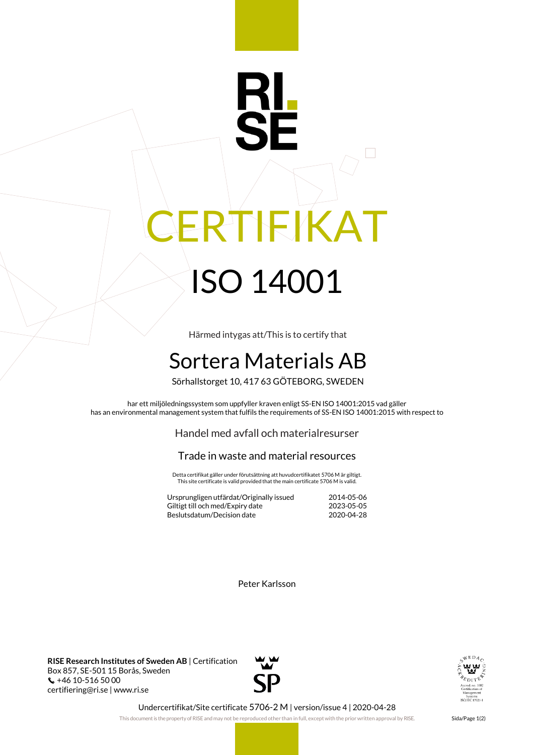# CERTIFIKAT

# ISO 14001

Härmed intygas att/This is to certify that

## Sortera Materials AB

Sörhallstorget 10, 417 63 GÖTEBORG, SWEDEN

har ett miljöledningssystem som uppfyller kraven enligt SS-EN ISO 14001:2015 vad gäller
has an environmental management system that fulfils the requirements of SS-EN ISO 14001:2015 with respect to

### Handel med avfall och materialresurser

### Trade in waste and material resources

Detta certifikat gäller under förutsättning att huvudcertifikatet 5706 M är giltigt.
This site certificate is valid provided that the main certificate 5706 M is valid.

| | |
|---|---|
| Ursprungligen utfärdat/Originally issued | 2014-05-06 |
| Giltigt till och med/Expiry date | 2023-05-05 |
| Beslutsdatum/Decision date | 2020-04-28 |

Peter Karlsson

**RISE Research Institutes of Sweden AB** | Certification
Box 857, SE-501 15 Borås, Sweden
+46 10-516 50 00
certifiering@ri.se | www.ri.se

Undercertifikat/Site certificate 5706-2 M | version/issue 4 | 2020-04-28

This document is the property of RISE and may not be reproduced other than in full, except with the prior written approval by RISE.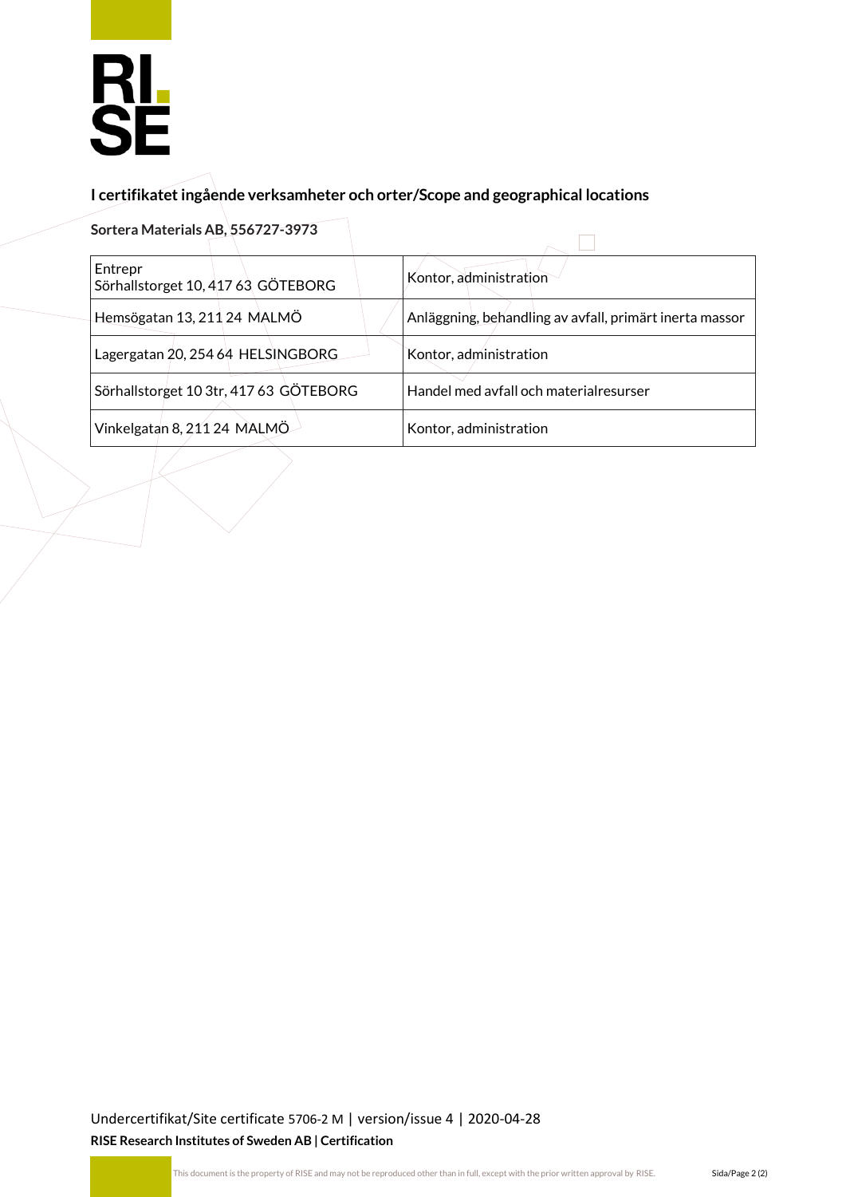## I certifikatet ingående verksamheter och orter/Scope and geographical locations

**Sortera Materials AB, 556727-3973**

| | |
|---|---|
| Entrepr<br>Sörhallstorget 10, 417 63 GÖTEBORG | Kontor, administration |
| Hemsögatan 13, 211 24 MALMÖ | Anläggning, behandling av avfall, primärt inerta massor |
| Lagergatan 20, 254 64 HELSINGBORG | Kontor, administration |
| Sörhallstorget 10 3tr, 417 63 GÖTEBORG | Handel med avfall och materialresurser |
| Vinkelgatan 8, 211 24 MALMÖ | Kontor, administration |

Undercertifikat/Site certificate 5706-2 M | version/issue 4 | 2020-04-28

**RISE Research Institutes of Sweden AB | Certification**

This document is the property of RISE and may not be reproduced other than in full, except with the prior written approval by RISE.